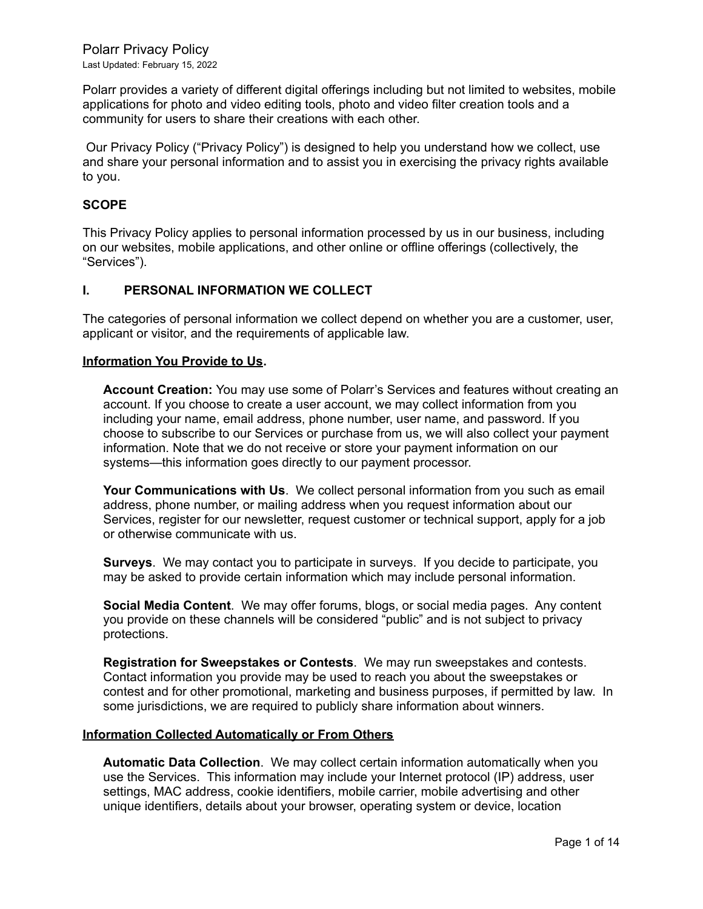# Polarr Privacy Policy

Last Updated: February 15, 2022

Polarr provides a variety of different digital offerings including but not limited to websites, mobile applications for photo and video editing tools, photo and video filter creation tools and a community for users to share their creations with each other.

Our Privacy Policy ("Privacy Policy") is designed to help you understand how we collect, use and share your personal information and to assist you in exercising the privacy rights available to you.

## SCOPE

This Privacy Policy applies to personal information processed by us in our business, including on our websites, mobile applications, and other online or offline offerings (collectively, the "Services").

## I. PERSONAL INFORMATION WE COLLECT

The categories of personal information we collect depend on whether you are a customer, user, applicant or visitor, and the requirements of applicable law.

### Information You Provide to Us.

**Account Creation:** You may use some of Polarr's Services and features without creating an account. If you choose to create a user account, we may collect information from you including your name, email address, phone number, user name, and password. If you choose to subscribe to our Services or purchase from us, we will also collect your payment information. Note that we do not receive or store your payment information on our systems—this information goes directly to our payment processor.

**Your Communications with Us**. We collect personal information from you such as email address, phone number, or mailing address when you request information about our Services, register for our newsletter, request customer or technical support, apply for a job or otherwise communicate with us.

**Surveys**. We may contact you to participate in surveys. If you decide to participate, you may be asked to provide certain information which may include personal information.

**Social Media Content**. We may offer forums, blogs, or social media pages. Any content you provide on these channels will be considered "public" and is not subject to privacy protections.

**Registration for Sweepstakes or Contests**. We may run sweepstakes and contests. Contact information you provide may be used to reach you about the sweepstakes or contest and for other promotional, marketing and business purposes, if permitted by law. In some jurisdictions, we are required to publicly share information about winners.

### Information Collected Automatically or From Others

**Automatic Data Collection**. We may collect certain information automatically when you use the Services. This information may include your Internet protocol (IP) address, user settings, MAC address, cookie identifiers, mobile carrier, mobile advertising and other unique identifiers, details about your browser, operating system or device, location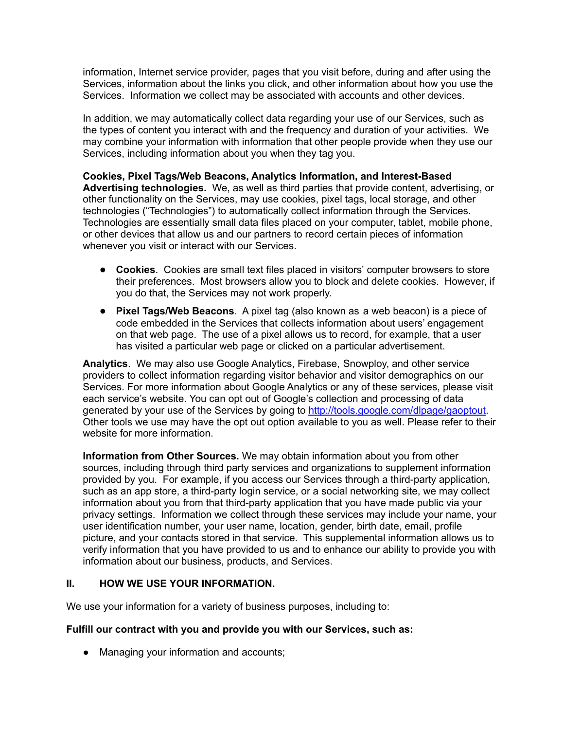information, Internet service provider, pages that you visit before, during and after using the Services, information about the links you click, and other information about how you use the Services. Information we collect may be associated with accounts and other devices.

In addition, we may automatically collect data regarding your use of our Services, such as the types of content you interact with and the frequency and duration of your activities. We may combine your information with information that other people provide when they use our Services, including information about you when they tag you.

**Cookies, Pixel Tags/Web Beacons, Analytics Information, and Interest-Based Advertising technologies.** We, as well as third parties that provide content, advertising, or other functionality on the Services, may use cookies, pixel tags, local storage, and other technologies ("Technologies") to automatically collect information through the Services. Technologies are essentially small data files placed on your computer, tablet, mobile phone, or other devices that allow us and our partners to record certain pieces of information whenever you visit or interact with our Services.

- **Cookies**. Cookies are small text files placed in visitors' computer browsers to store their preferences. Most browsers allow you to block and delete cookies. However, if you do that, the Services may not work properly.
- **Pixel Tags/Web Beacons**. A pixel tag (also known as a web beacon) is a piece of code embedded in the Services that collects information about users' engagement on that web page. The use of a pixel allows us to record, for example, that a user has visited a particular web page or clicked on a particular advertisement.

**Analytics**. We may also use Google Analytics, Firebase, Snowploy, and other service providers to collect information regarding visitor behavior and visitor demographics on our Services. For more information about Google Analytics or any of these services, please visit each service's website. You can opt out of Google's collection and processing of data generated by your use of the Services by going to [http://tools.google.com/dlpage/gaoptout](http://tools.google.com/dlpage/gaoptout). Other tools we use may have the opt out option available to you as well. Please refer to their website for more information.

**Information from Other Sources.** We may obtain information about you from other sources, including through third party services and organizations to supplement information provided by you. For example, if you access our Services through a third-party application, such as an app store, a third-party login service, or a social networking site, we may collect information about you from that third-party application that you have made public via your privacy settings. Information we collect through these services may include your name, your user identification number, your user name, location, gender, birth date, email, profile picture, and your contacts stored in that service. This supplemental information allows us to verify information that you have provided to us and to enhance our ability to provide you with information about our business, products, and Services.

## II. HOW WE USE YOUR INFORMATION.

We use your information for a variety of business purposes, including to:

**Fulfill our contract with you and provide you with our Services, such as:**

- Managing your information and accounts;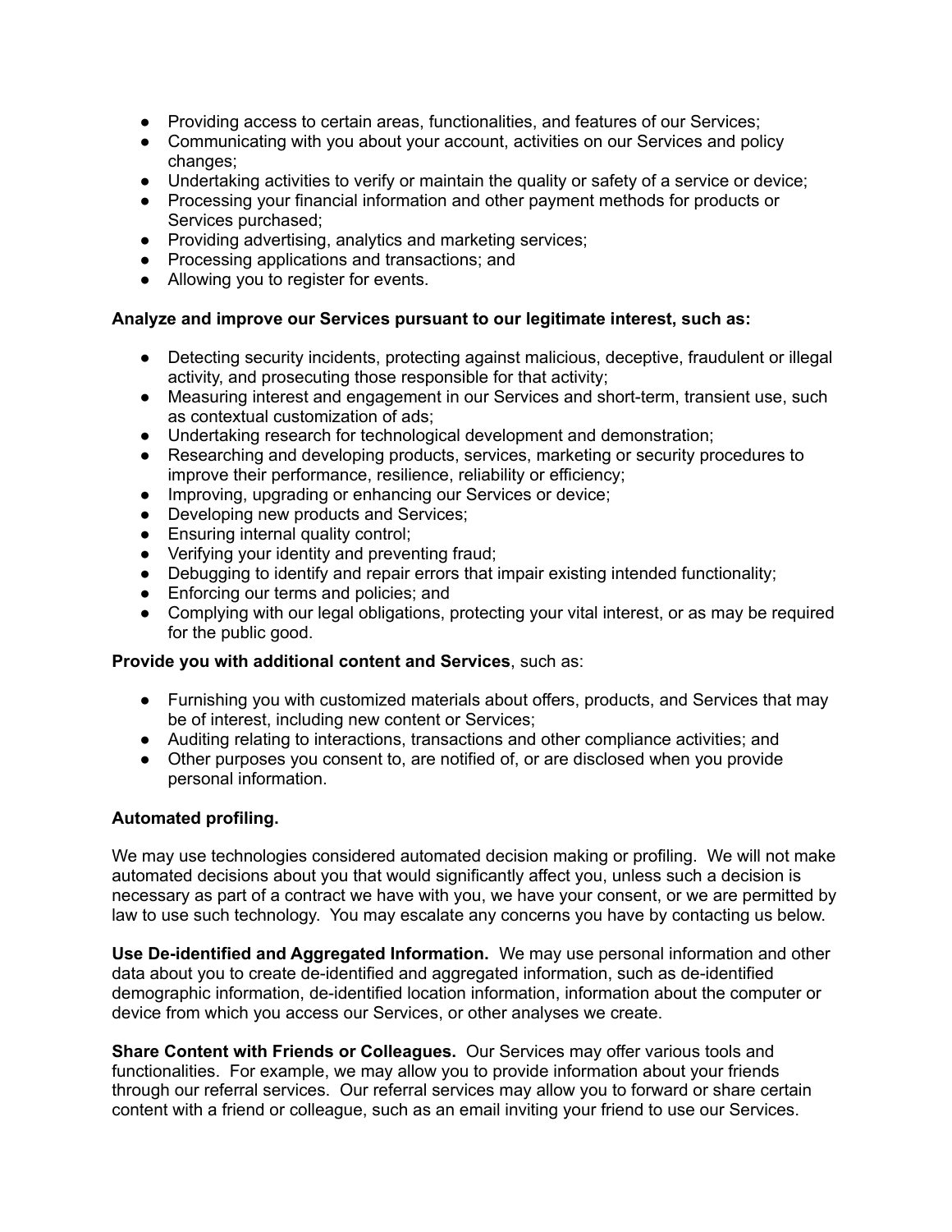- Providing access to certain areas, functionalities, and features of our Services;
- Communicating with you about your account, activities on our Services and policy changes;
- Undertaking activities to verify or maintain the quality or safety of a service or device;
- Processing your financial information and other payment methods for products or Services purchased;
- Providing advertising, analytics and marketing services;
- Processing applications and transactions; and
- Allowing you to register for events.

**Analyze and improve our Services pursuant to our legitimate interest, such as:**

- Detecting security incidents, protecting against malicious, deceptive, fraudulent or illegal activity, and prosecuting those responsible for that activity;
- Measuring interest and engagement in our Services and short-term, transient use, such as contextual customization of ads;
- Undertaking research for technological development and demonstration;
- Researching and developing products, services, marketing or security procedures to improve their performance, resilience, reliability or efficiency;
- Improving, upgrading or enhancing our Services or device;
- Developing new products and Services;
- Ensuring internal quality control;
- Verifying your identity and preventing fraud;
- Debugging to identify and repair errors that impair existing intended functionality;
- Enforcing our terms and policies; and
- Complying with our legal obligations, protecting your vital interest, or as may be required for the public good.

**Provide you with additional content and Services**, such as:

- Furnishing you with customized materials about offers, products, and Services that may be of interest, including new content or Services;
- Auditing relating to interactions, transactions and other compliance activities; and
- Other purposes you consent to, are notified of, or are disclosed when you provide personal information.

**Automated profiling.**

We may use technologies considered automated decision making or profiling. We will not make automated decisions about you that would significantly affect you, unless such a decision is necessary as part of a contract we have with you, we have your consent, or we are permitted by law to use such technology. You may escalate any concerns you have by contacting us below.

**Use De-identified and Aggregated Information.** We may use personal information and other data about you to create de-identified and aggregated information, such as de-identified demographic information, de-identified location information, information about the computer or device from which you access our Services, or other analyses we create.

**Share Content with Friends or Colleagues.** Our Services may offer various tools and functionalities. For example, we may allow you to provide information about your friends through our referral services. Our referral services may allow you to forward or share certain content with a friend or colleague, such as an email inviting your friend to use our Services.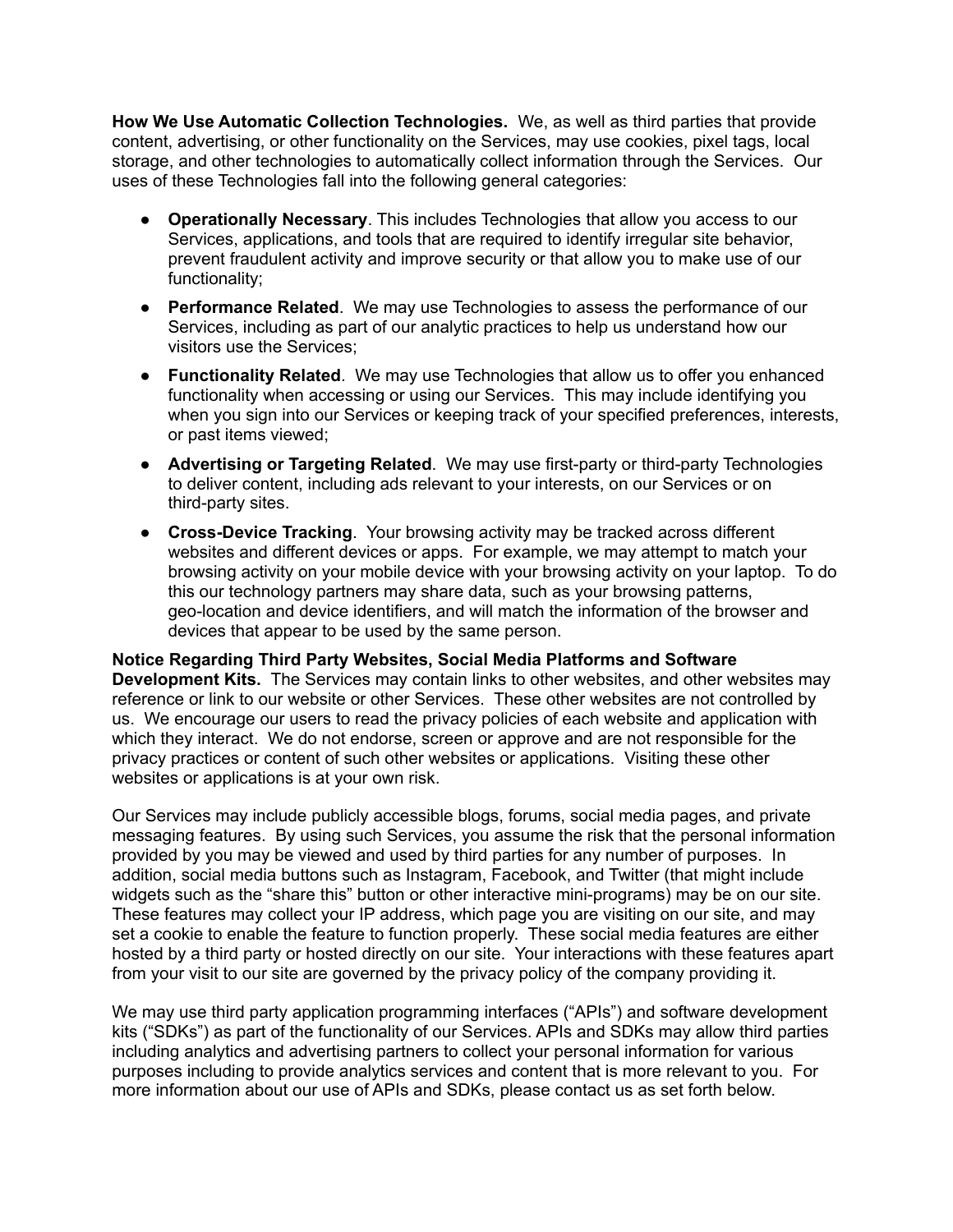**How We Use Automatic Collection Technologies.** We, as well as third parties that provide content, advertising, or other functionality on the Services, may use cookies, pixel tags, local storage, and other technologies to automatically collect information through the Services. Our uses of these Technologies fall into the following general categories:

- **Operationally Necessary**. This includes Technologies that allow you access to our Services, applications, and tools that are required to identify irregular site behavior, prevent fraudulent activity and improve security or that allow you to make use of our functionality;
- **Performance Related**. We may use Technologies to assess the performance of our Services, including as part of our analytic practices to help us understand how our visitors use the Services;
- **Functionality Related**. We may use Technologies that allow us to offer you enhanced functionality when accessing or using our Services. This may include identifying you when you sign into our Services or keeping track of your specified preferences, interests, or past items viewed;
- **Advertising or Targeting Related**. We may use first-party or third-party Technologies to deliver content, including ads relevant to your interests, on our Services or on third-party sites.
- **Cross-Device Tracking**. Your browsing activity may be tracked across different websites and different devices or apps. For example, we may attempt to match your browsing activity on your mobile device with your browsing activity on your laptop. To do this our technology partners may share data, such as your browsing patterns, geo-location and device identifiers, and will match the information of the browser and devices that appear to be used by the same person.

**Notice Regarding Third Party Websites, Social Media Platforms and Software Development Kits.** The Services may contain links to other websites, and other websites may reference or link to our website or other Services. These other websites are not controlled by us. We encourage our users to read the privacy policies of each website and application with which they interact. We do not endorse, screen or approve and are not responsible for the privacy practices or content of such other websites or applications. Visiting these other websites or applications is at your own risk.

Our Services may include publicly accessible blogs, forums, social media pages, and private messaging features. By using such Services, you assume the risk that the personal information provided by you may be viewed and used by third parties for any number of purposes. In addition, social media buttons such as Instagram, Facebook, and Twitter (that might include widgets such as the "share this" button or other interactive mini-programs) may be on our site. These features may collect your IP address, which page you are visiting on our site, and may set a cookie to enable the feature to function properly. These social media features are either hosted by a third party or hosted directly on our site. Your interactions with these features apart from your visit to our site are governed by the privacy policy of the company providing it.

We may use third party application programming interfaces ("APIs") and software development kits ("SDKs") as part of the functionality of our Services. APIs and SDKs may allow third parties including analytics and advertising partners to collect your personal information for various purposes including to provide analytics services and content that is more relevant to you. For more information about our use of APIs and SDKs, please contact us as set forth below.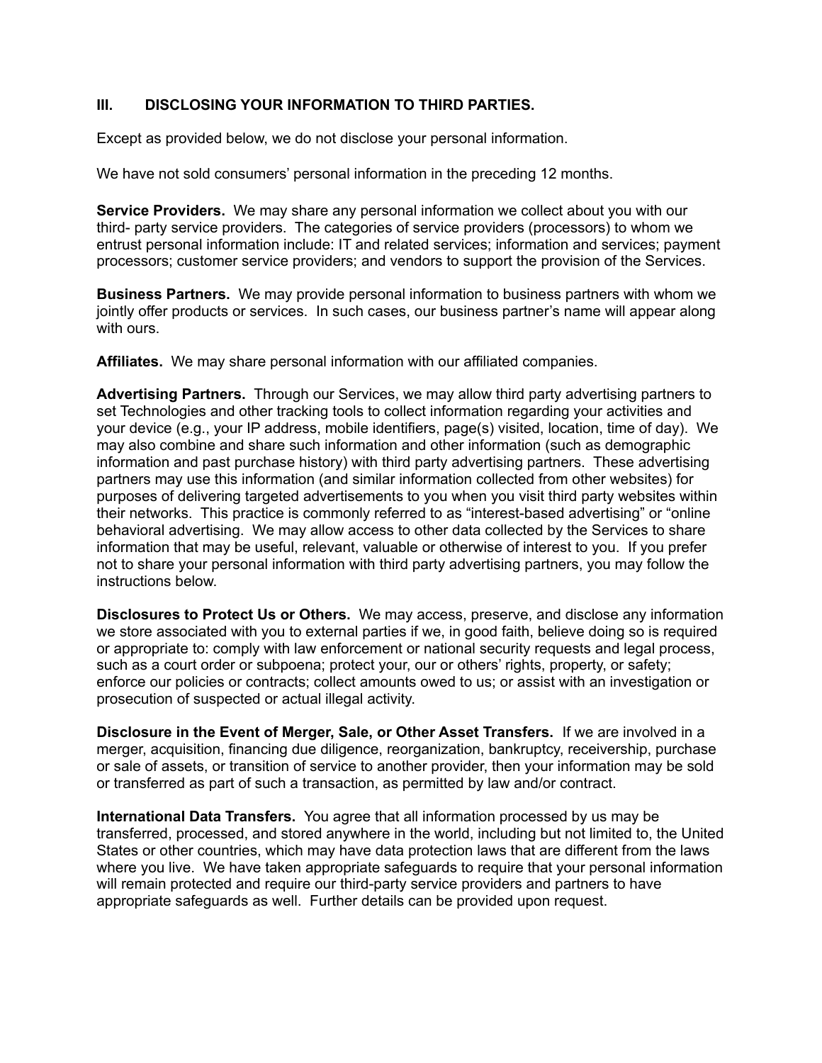## III. DISCLOSING YOUR INFORMATION TO THIRD PARTIES.

Except as provided below, we do not disclose your personal information.

We have not sold consumers' personal information in the preceding 12 months.

**Service Providers.** We may share any personal information we collect about you with our third- party service providers. The categories of service providers (processors) to whom we entrust personal information include: IT and related services; information and services; payment processors; customer service providers; and vendors to support the provision of the Services.

**Business Partners.** We may provide personal information to business partners with whom we jointly offer products or services. In such cases, our business partner's name will appear along with ours.

**Affiliates.** We may share personal information with our affiliated companies.

**Advertising Partners.** Through our Services, we may allow third party advertising partners to set Technologies and other tracking tools to collect information regarding your activities and your device (e.g., your IP address, mobile identifiers, page(s) visited, location, time of day). We may also combine and share such information and other information (such as demographic information and past purchase history) with third party advertising partners. These advertising partners may use this information (and similar information collected from other websites) for purposes of delivering targeted advertisements to you when you visit third party websites within their networks. This practice is commonly referred to as "interest-based advertising" or "online behavioral advertising. We may allow access to other data collected by the Services to share information that may be useful, relevant, valuable or otherwise of interest to you. If you prefer not to share your personal information with third party advertising partners, you may follow the instructions below.

**Disclosures to Protect Us or Others.** We may access, preserve, and disclose any information we store associated with you to external parties if we, in good faith, believe doing so is required or appropriate to: comply with law enforcement or national security requests and legal process, such as a court order or subpoena; protect your, our or others' rights, property, or safety; enforce our policies or contracts; collect amounts owed to us; or assist with an investigation or prosecution of suspected or actual illegal activity.

**Disclosure in the Event of Merger, Sale, or Other Asset Transfers.** If we are involved in a merger, acquisition, financing due diligence, reorganization, bankruptcy, receivership, purchase or sale of assets, or transition of service to another provider, then your information may be sold or transferred as part of such a transaction, as permitted by law and/or contract.

**International Data Transfers.** You agree that all information processed by us may be transferred, processed, and stored anywhere in the world, including but not limited to, the United States or other countries, which may have data protection laws that are different from the laws where you live. We have taken appropriate safeguards to require that your personal information will remain protected and require our third-party service providers and partners to have appropriate safeguards as well. Further details can be provided upon request.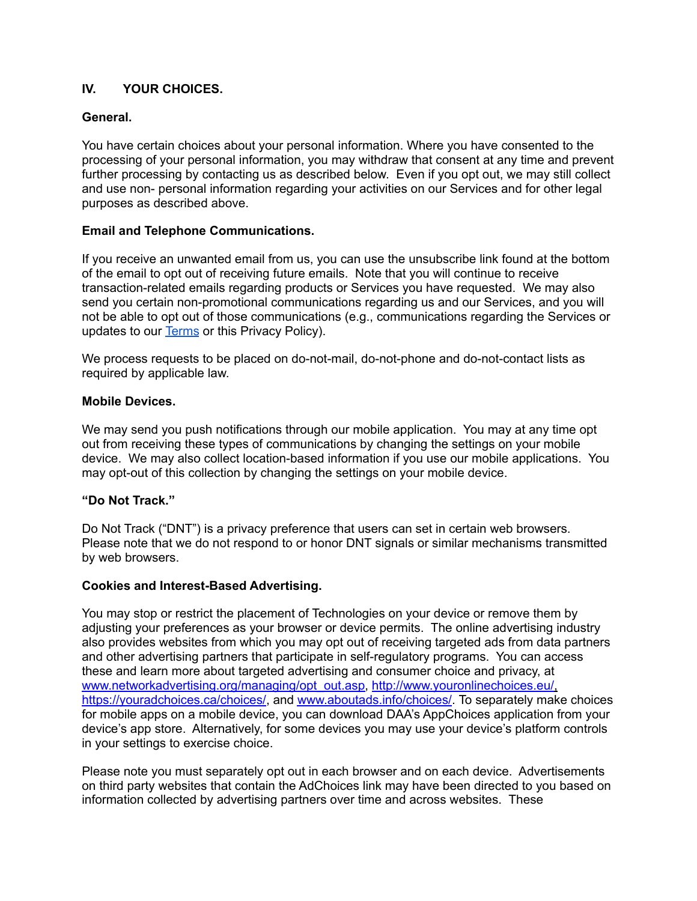## IV. YOUR CHOICES.

**General.**

You have certain choices about your personal information. Where you have consented to the processing of your personal information, you may withdraw that consent at any time and prevent further processing by contacting us as described below. Even if you opt out, we may still collect and use non- personal information regarding your activities on our Services and for other legal purposes as described above.

**Email and Telephone Communications.**

If you receive an unwanted email from us, you can use the unsubscribe link found at the bottom of the email to opt out of receiving future emails. Note that you will continue to receive transaction-related emails regarding products or Services you have requested. We may also send you certain non-promotional communications regarding us and our Services, and you will not be able to opt out of those communications (e.g., communications regarding the Services or updates to our Terms or this Privacy Policy).

We process requests to be placed on do-not-mail, do-not-phone and do-not-contact lists as required by applicable law.

**Mobile Devices.**

We may send you push notifications through our mobile application. You may at any time opt out from receiving these types of communications by changing the settings on your mobile device. We may also collect location-based information if you use our mobile applications. You may opt-out of this collection by changing the settings on your mobile device.

**"Do Not Track."**

Do Not Track ("DNT") is a privacy preference that users can set in certain web browsers. Please note that we do not respond to or honor DNT signals or similar mechanisms transmitted by web browsers.

**Cookies and Interest-Based Advertising.**

You may stop or restrict the placement of Technologies on your device or remove them by adjusting your preferences as your browser or device permits. The online advertising industry also provides websites from which you may opt out of receiving targeted ads from data partners and other advertising partners that participate in self-regulatory programs. You can access these and learn more about targeted advertising and consumer choice and privacy, at www.networkadvertising.org/managing/opt_out.asp, http://www.youronlinechoices.eu/, https://youradchoices.ca/choices/, and www.aboutads.info/choices/. To separately make choices for mobile apps on a mobile device, you can download DAA's AppChoices application from your device's app store. Alternatively, for some devices you may use your device's platform controls in your settings to exercise choice.

Please note you must separately opt out in each browser and on each device. Advertisements on third party websites that contain the AdChoices link may have been directed to you based on information collected by advertising partners over time and across websites. These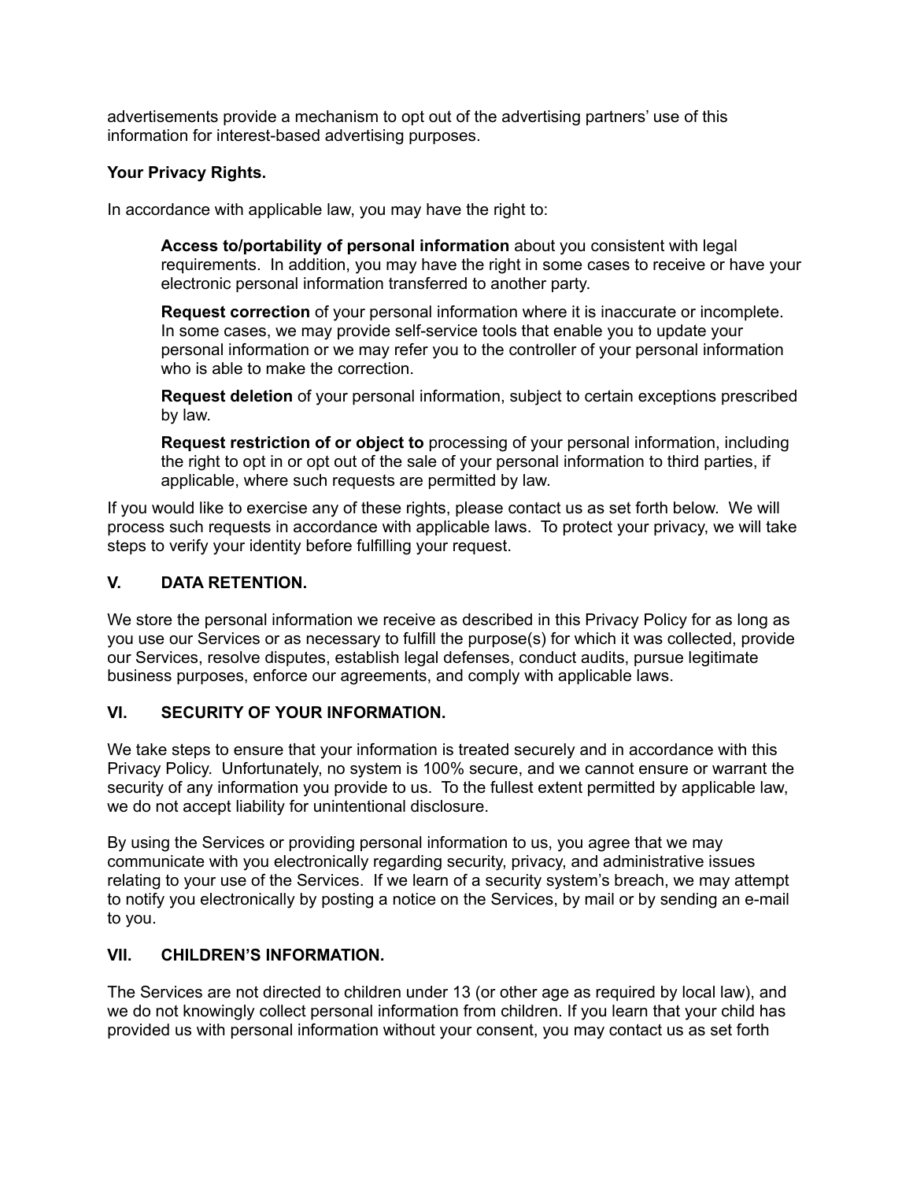advertisements provide a mechanism to opt out of the advertising partners' use of this information for interest-based advertising purposes.

**Your Privacy Rights.**

In accordance with applicable law, you may have the right to:

> **Access to/portability of personal information** about you consistent with legal requirements. In addition, you may have the right in some cases to receive or have your electronic personal information transferred to another party.
>
> **Request correction** of your personal information where it is inaccurate or incomplete. In some cases, we may provide self-service tools that enable you to update your personal information or we may refer you to the controller of your personal information who is able to make the correction.
>
> **Request deletion** of your personal information, subject to certain exceptions prescribed by law.
>
> **Request restriction of or object to** processing of your personal information, including the right to opt in or opt out of the sale of your personal information to third parties, if applicable, where such requests are permitted by law.

If you would like to exercise any of these rights, please contact us as set forth below. We will process such requests in accordance with applicable laws. To protect your privacy, we will take steps to verify your identity before fulfilling your request.

## V. DATA RETENTION.

We store the personal information we receive as described in this Privacy Policy for as long as you use our Services or as necessary to fulfill the purpose(s) for which it was collected, provide our Services, resolve disputes, establish legal defenses, conduct audits, pursue legitimate business purposes, enforce our agreements, and comply with applicable laws.

## VI. SECURITY OF YOUR INFORMATION.

We take steps to ensure that your information is treated securely and in accordance with this Privacy Policy. Unfortunately, no system is 100% secure, and we cannot ensure or warrant the security of any information you provide to us. To the fullest extent permitted by applicable law, we do not accept liability for unintentional disclosure.

By using the Services or providing personal information to us, you agree that we may communicate with you electronically regarding security, privacy, and administrative issues relating to your use of the Services. If we learn of a security system's breach, we may attempt to notify you electronically by posting a notice on the Services, by mail or by sending an e-mail to you.

## VII. CHILDREN'S INFORMATION.

The Services are not directed to children under 13 (or other age as required by local law), and we do not knowingly collect personal information from children. If you learn that your child has provided us with personal information without your consent, you may contact us as set forth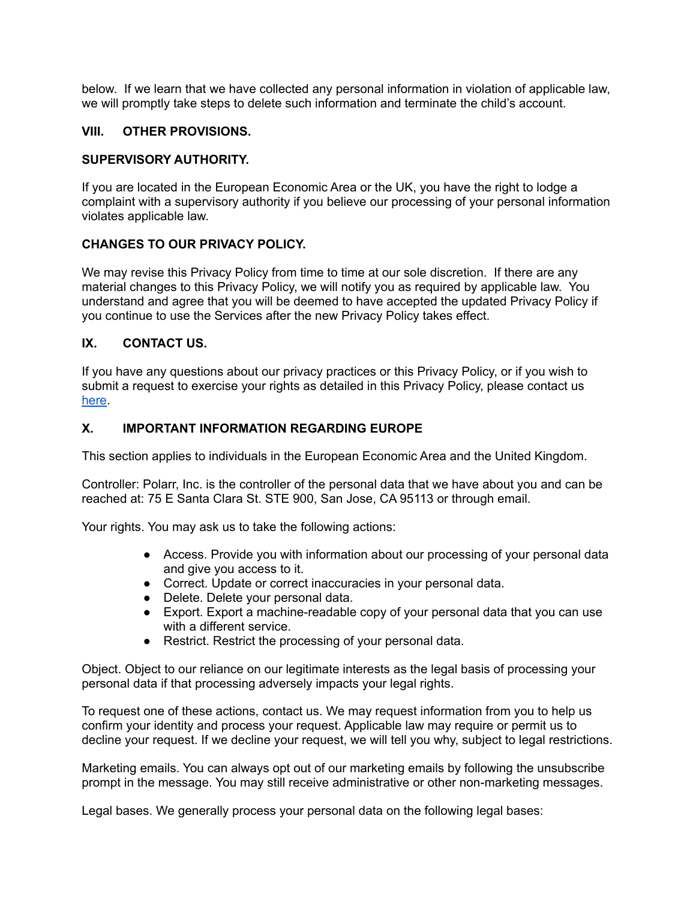below. If we learn that we have collected any personal information in violation of applicable law, we will promptly take steps to delete such information and terminate the child's account.

## VIII. OTHER PROVISIONS.

### SUPERVISORY AUTHORITY.

If you are located in the European Economic Area or the UK, you have the right to lodge a complaint with a supervisory authority if you believe our processing of your personal information violates applicable law.

### CHANGES TO OUR PRIVACY POLICY.

We may revise this Privacy Policy from time to time at our sole discretion. If there are any material changes to this Privacy Policy, we will notify you as required by applicable law. You understand and agree that you will be deemed to have accepted the updated Privacy Policy if you continue to use the Services after the new Privacy Policy takes effect.

## IX. CONTACT US.

If you have any questions about our privacy practices or this Privacy Policy, or if you wish to submit a request to exercise your rights as detailed in this Privacy Policy, please contact us here.

## X. IMPORTANT INFORMATION REGARDING EUROPE

This section applies to individuals in the European Economic Area and the United Kingdom.

Controller: Polarr, Inc. is the controller of the personal data that we have about you and can be reached at: 75 E Santa Clara St. STE 900, San Jose, CA 95113 or through email.

Your rights. You may ask us to take the following actions:

- Access. Provide you with information about our processing of your personal data and give you access to it.
- Correct. Update or correct inaccuracies in your personal data.
- Delete. Delete your personal data.
- Export. Export a machine-readable copy of your personal data that you can use with a different service.
- Restrict. Restrict the processing of your personal data.

Object. Object to our reliance on our legitimate interests as the legal basis of processing your personal data if that processing adversely impacts your legal rights.

To request one of these actions, contact us. We may request information from you to help us confirm your identity and process your request. Applicable law may require or permit us to decline your request. If we decline your request, we will tell you why, subject to legal restrictions.

Marketing emails. You can always opt out of our marketing emails by following the unsubscribe prompt in the message. You may still receive administrative or other non-marketing messages.

Legal bases. We generally process your personal data on the following legal bases: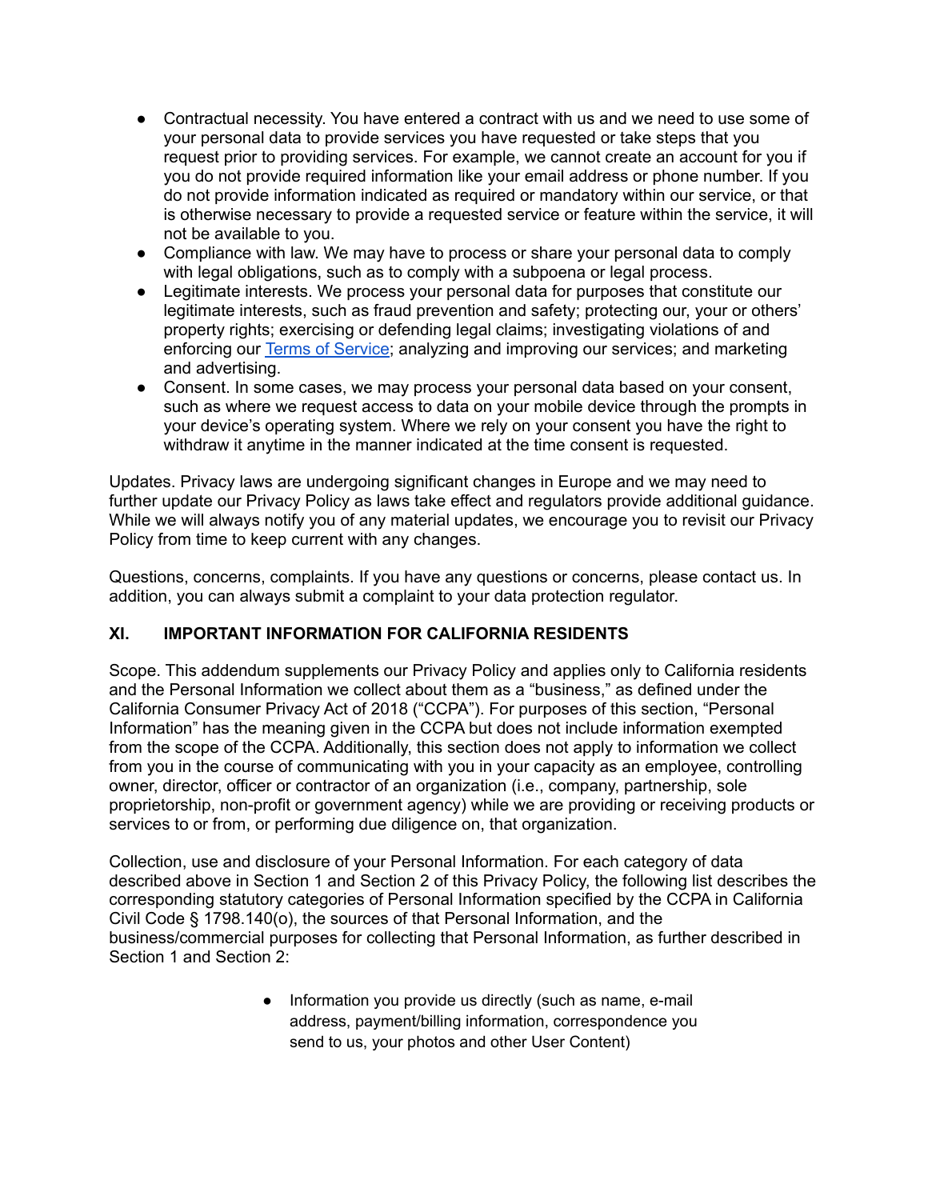- Contractual necessity. You have entered a contract with us and we need to use some of your personal data to provide services you have requested or take steps that you request prior to providing services. For example, we cannot create an account for you if you do not provide required information like your email address or phone number. If you do not provide information indicated as required or mandatory within our service, or that is otherwise necessary to provide a requested service or feature within the service, it will not be available to you.
- Compliance with law. We may have to process or share your personal data to comply with legal obligations, such as to comply with a subpoena or legal process.
- Legitimate interests. We process your personal data for purposes that constitute our legitimate interests, such as fraud prevention and safety; protecting our, your or others' property rights; exercising or defending legal claims; investigating violations of and enforcing our [Terms of Service]; analyzing and improving our services; and marketing and advertising.
- Consent. In some cases, we may process your personal data based on your consent, such as where we request access to data on your mobile device through the prompts in your device's operating system. Where we rely on your consent you have the right to withdraw it anytime in the manner indicated at the time consent is requested.

Updates. Privacy laws are undergoing significant changes in Europe and we may need to further update our Privacy Policy as laws take effect and regulators provide additional guidance. While we will always notify you of any material updates, we encourage you to revisit our Privacy Policy from time to keep current with any changes.

Questions, concerns, complaints. If you have any questions or concerns, please contact us. In addition, you can always submit a complaint to your data protection regulator.

## XI. IMPORTANT INFORMATION FOR CALIFORNIA RESIDENTS

Scope. This addendum supplements our Privacy Policy and applies only to California residents and the Personal Information we collect about them as a "business," as defined under the California Consumer Privacy Act of 2018 ("CCPA"). For purposes of this section, "Personal Information" has the meaning given in the CCPA but does not include information exempted from the scope of the CCPA. Additionally, this section does not apply to information we collect from you in the course of communicating with you in your capacity as an employee, controlling owner, director, officer or contractor of an organization (i.e., company, partnership, sole proprietorship, non-profit or government agency) while we are providing or receiving products or services to or from, or performing due diligence on, that organization.

Collection, use and disclosure of your Personal Information. For each category of data described above in Section 1 and Section 2 of this Privacy Policy, the following list describes the corresponding statutory categories of Personal Information specified by the CCPA in California Civil Code § 1798.140(o), the sources of that Personal Information, and the business/commercial purposes for collecting that Personal Information, as further described in Section 1 and Section 2:

- Information you provide us directly (such as name, e-mail address, payment/billing information, correspondence you send to us, your photos and other User Content)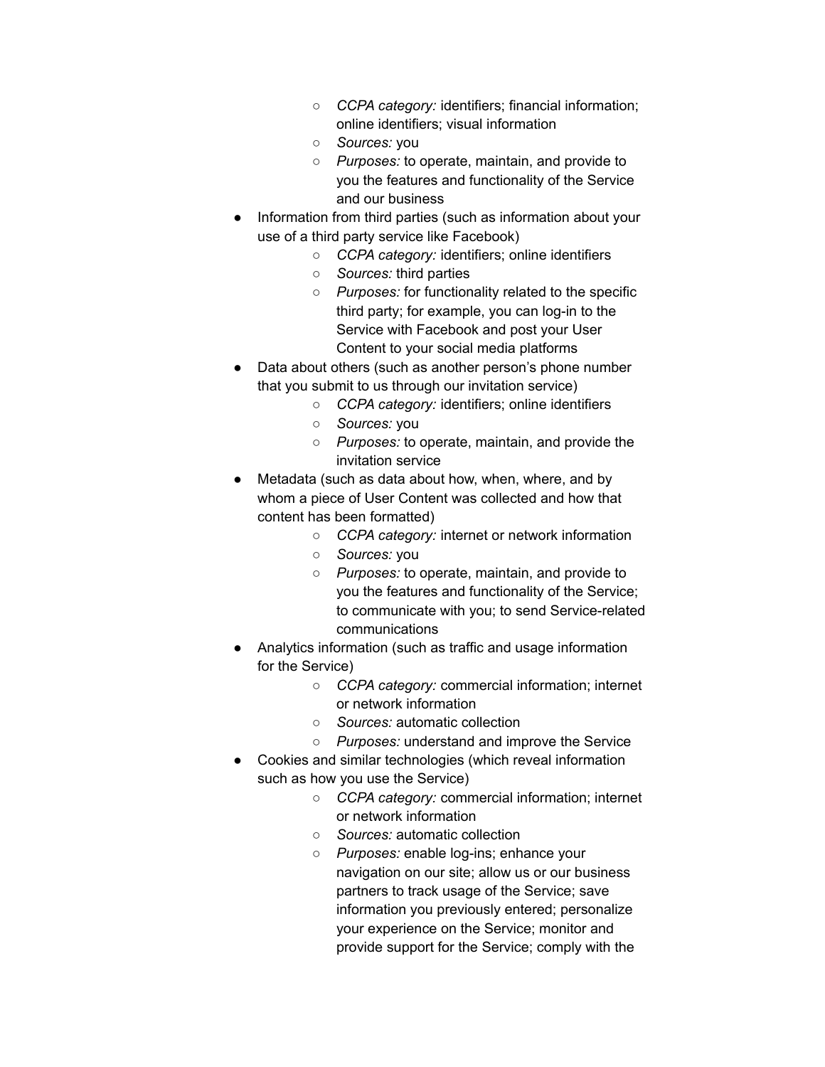- *CCPA category:* identifiers; financial information; online identifiers; visual information
    - *Sources:* you
    - *Purposes:* to operate, maintain, and provide to you the features and functionality of the Service and our business
- Information from third parties (such as information about your use of a third party service like Facebook)
    - *CCPA category:* identifiers; online identifiers
    - *Sources:* third parties
    - *Purposes:* for functionality related to the specific third party; for example, you can log-in to the Service with Facebook and post your User Content to your social media platforms
- Data about others (such as another person's phone number that you submit to us through our invitation service)
    - *CCPA category:* identifiers; online identifiers
    - *Sources:* you
    - *Purposes:* to operate, maintain, and provide the invitation service
- Metadata (such as data about how, when, where, and by whom a piece of User Content was collected and how that content has been formatted)
    - *CCPA category:* internet or network information
    - *Sources:* you
    - *Purposes:* to operate, maintain, and provide to you the features and functionality of the Service; to communicate with you; to send Service-related communications
- Analytics information (such as traffic and usage information for the Service)
    - *CCPA category:* commercial information; internet or network information
    - *Sources:* automatic collection
    - *Purposes:* understand and improve the Service
- Cookies and similar technologies (which reveal information such as how you use the Service)
    - *CCPA category:* commercial information; internet or network information
    - *Sources:* automatic collection
    - *Purposes:* enable log-ins; enhance your navigation on our site; allow us or our business partners to track usage of the Service; save information you previously entered; personalize your experience on the Service; monitor and provide support for the Service; comply with the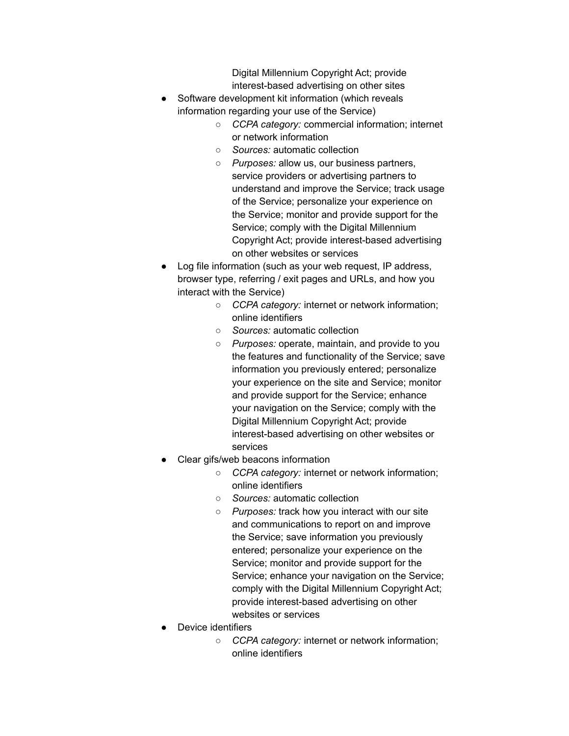Digital Millennium Copyright Act; provide interest-based advertising on other sites

- Software development kit information (which reveals information regarding your use of the Service)
  - *CCPA category:* commercial information; internet or network information
  - *Sources:* automatic collection
  - *Purposes:* allow us, our business partners, service providers or advertising partners to understand and improve the Service; track usage of the Service; personalize your experience on the Service; monitor and provide support for the Service; comply with the Digital Millennium Copyright Act; provide interest-based advertising on other websites or services
- Log file information (such as your web request, IP address, browser type, referring / exit pages and URLs, and how you interact with the Service)
  - *CCPA category:* internet or network information; online identifiers
  - *Sources:* automatic collection
  - *Purposes:* operate, maintain, and provide to you the features and functionality of the Service; save information you previously entered; personalize your experience on the site and Service; monitor and provide support for the Service; enhance your navigation on the Service; comply with the Digital Millennium Copyright Act; provide interest-based advertising on other websites or services
- Clear gifs/web beacons information
  - *CCPA category:* internet or network information; online identifiers
  - *Sources:* automatic collection
  - *Purposes:* track how you interact with our site and communications to report on and improve the Service; save information you previously entered; personalize your experience on the Service; monitor and provide support for the Service; enhance your navigation on the Service; comply with the Digital Millennium Copyright Act; provide interest-based advertising on other websites or services
- Device identifiers
  - *CCPA category:* internet or network information; online identifiers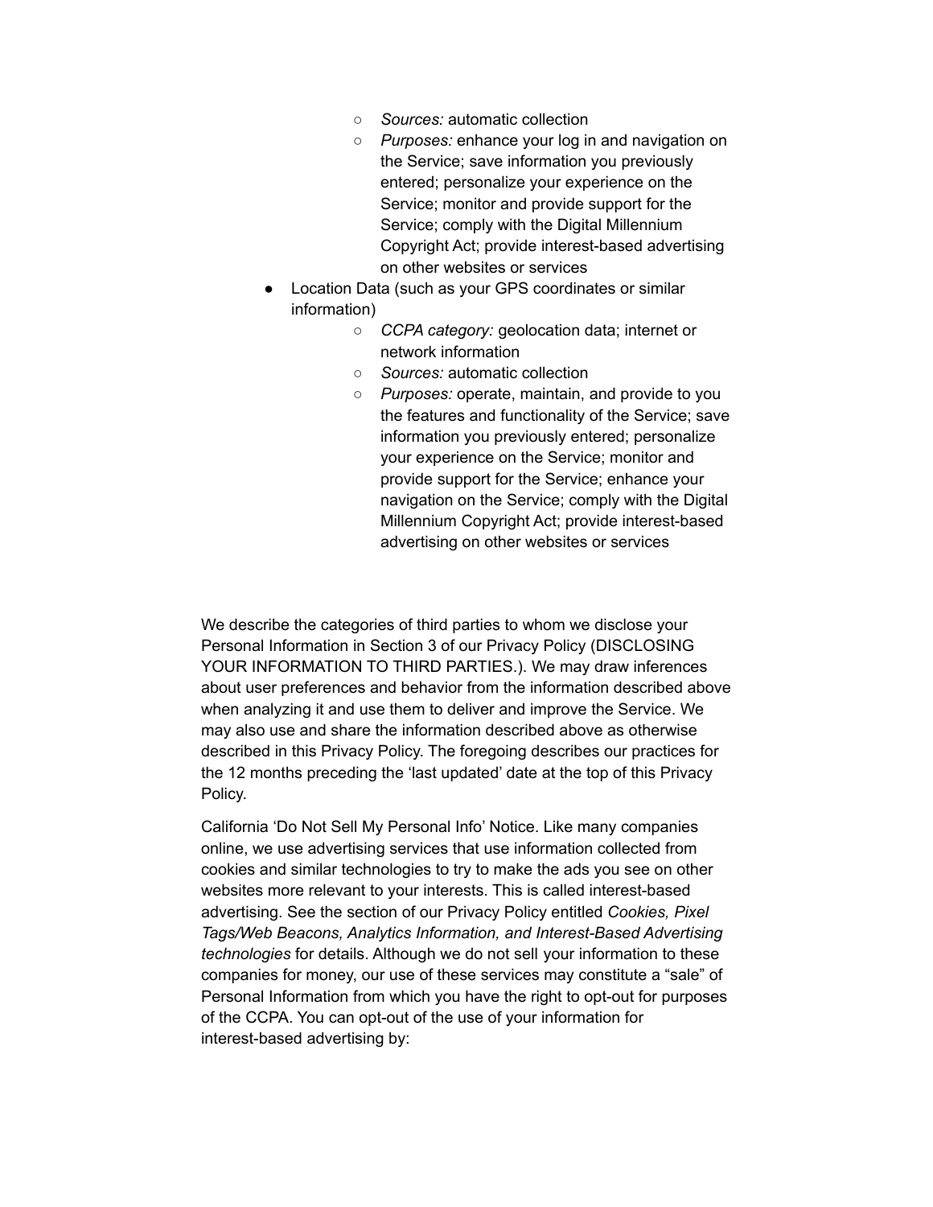- *Sources:* automatic collection
    - *Purposes:* enhance your log in and navigation on the Service; save information you previously entered; personalize your experience on the Service; monitor and provide support for the Service; comply with the Digital Millennium Copyright Act; provide interest-based advertising on other websites or services
- Location Data (such as your GPS coordinates or similar information)
    - *CCPA category:* geolocation data; internet or network information
    - *Sources:* automatic collection
    - *Purposes:* operate, maintain, and provide to you the features and functionality of the Service; save information you previously entered; personalize your experience on the Service; monitor and provide support for the Service; enhance your navigation on the Service; comply with the Digital Millennium Copyright Act; provide interest-based advertising on other websites or services

We describe the categories of third parties to whom we disclose your Personal Information in Section 3 of our Privacy Policy (DISCLOSING YOUR INFORMATION TO THIRD PARTIES.). We may draw inferences about user preferences and behavior from the information described above when analyzing it and use them to deliver and improve the Service. We may also use and share the information described above as otherwise described in this Privacy Policy. The foregoing describes our practices for the 12 months preceding the 'last updated' date at the top of this Privacy Policy.

California 'Do Not Sell My Personal Info' Notice. Like many companies online, we use advertising services that use information collected from cookies and similar technologies to try to make the ads you see on other websites more relevant to your interests. This is called interest-based advertising. See the section of our Privacy Policy entitled *Cookies, Pixel Tags/Web Beacons, Analytics Information, and Interest-Based Advertising technologies* for details. Although we do not sell your information to these companies for money, our use of these services may constitute a "sale" of Personal Information from which you have the right to opt-out for purposes of the CCPA. You can opt-out of the use of your information for interest-based advertising by: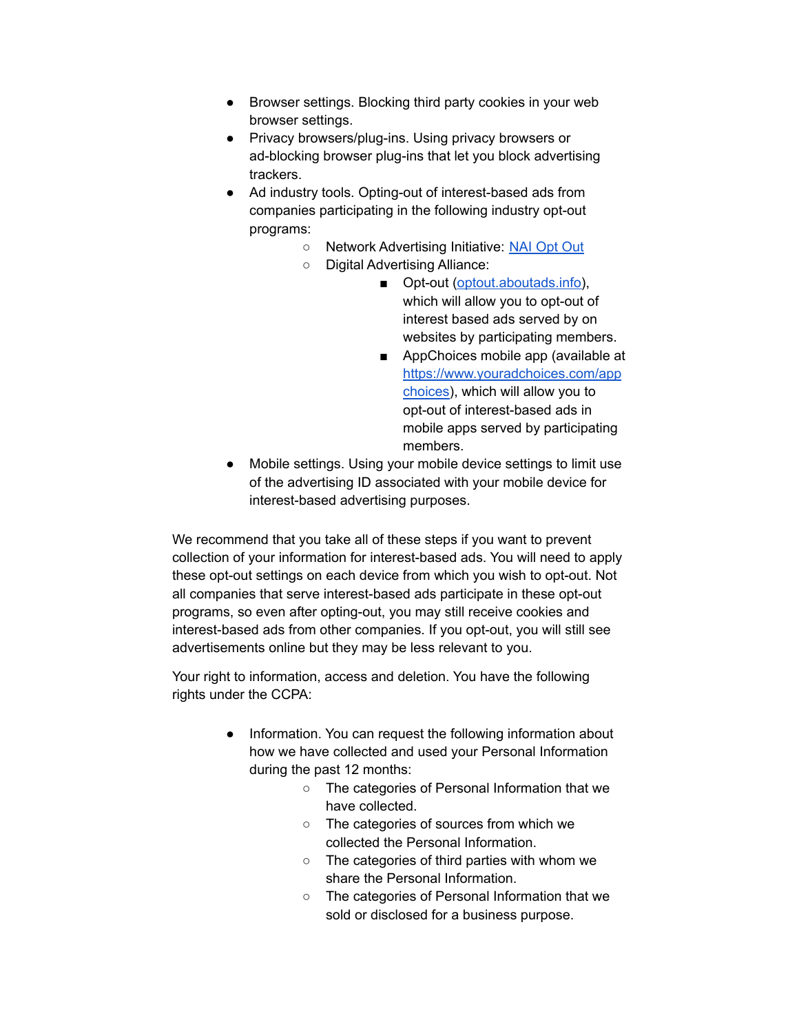- Browser settings. Blocking third party cookies in your web browser settings.
- Privacy browsers/plug-ins. Using privacy browsers or ad-blocking browser plug-ins that let you block advertising trackers.
- Ad industry tools. Opting-out of interest-based ads from companies participating in the following industry opt-out programs:
    - Network Advertising Initiative: [NAI Opt Out]()
    - Digital Advertising Alliance:
        - Opt-out ([optout.aboutads.info]()), which will allow you to opt-out of interest based ads served by on websites by participating members.
        - AppChoices mobile app (available at [https://www.youradchoices.com/appchoices](https://www.youradchoices.com/appchoices)), which will allow you to opt-out of interest-based ads in mobile apps served by participating members.
- Mobile settings. Using your mobile device settings to limit use of the advertising ID associated with your mobile device for interest-based advertising purposes.

We recommend that you take all of these steps if you want to prevent collection of your information for interest-based ads. You will need to apply these opt-out settings on each device from which you wish to opt-out. Not all companies that serve interest-based ads participate in these opt-out programs, so even after opting-out, you may still receive cookies and interest-based ads from other companies. If you opt-out, you will still see advertisements online but they may be less relevant to you.

Your right to information, access and deletion. You have the following rights under the CCPA:

- Information. You can request the following information about how we have collected and used your Personal Information during the past 12 months:
    - The categories of Personal Information that we have collected.
    - The categories of sources from which we collected the Personal Information.
    - The categories of third parties with whom we share the Personal Information.
    - The categories of Personal Information that we sold or disclosed for a business purpose.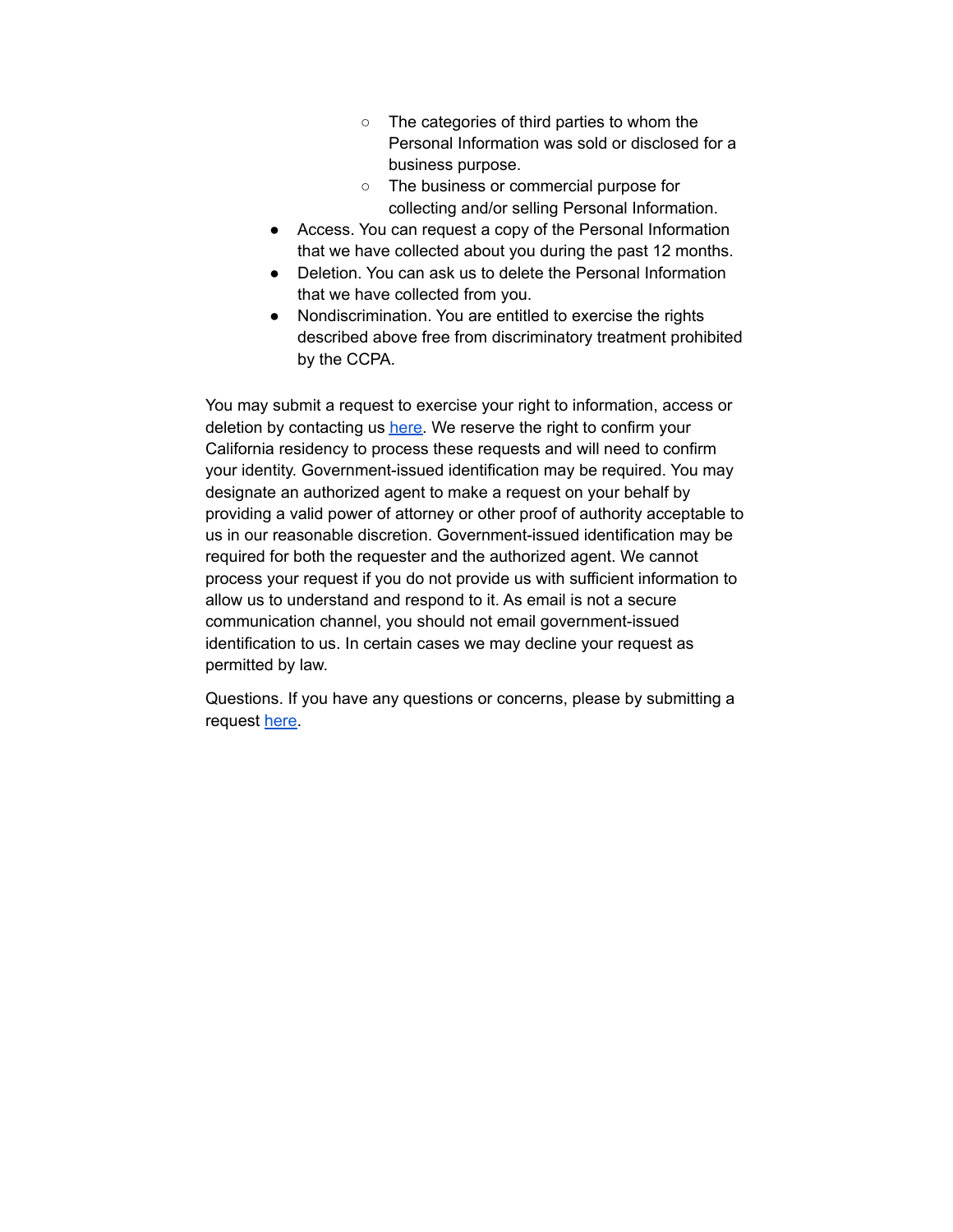- The categories of third parties to whom the Personal Information was sold or disclosed for a business purpose.
    - The business or commercial purpose for collecting and/or selling Personal Information.
- Access. You can request a copy of the Personal Information that we have collected about you during the past 12 months.
- Deletion. You can ask us to delete the Personal Information that we have collected from you.
- Nondiscrimination. You are entitled to exercise the rights described above free from discriminatory treatment prohibited by the CCPA.

You may submit a request to exercise your right to information, access or deletion by contacting us here. We reserve the right to confirm your California residency to process these requests and will need to confirm your identity. Government-issued identification may be required. You may designate an authorized agent to make a request on your behalf by providing a valid power of attorney or other proof of authority acceptable to us in our reasonable discretion. Government-issued identification may be required for both the requester and the authorized agent. We cannot process your request if you do not provide us with sufficient information to allow us to understand and respond to it. As email is not a secure communication channel, you should not email government-issued identification to us. In certain cases we may decline your request as permitted by law.

Questions. If you have any questions or concerns, please by submitting a request here.